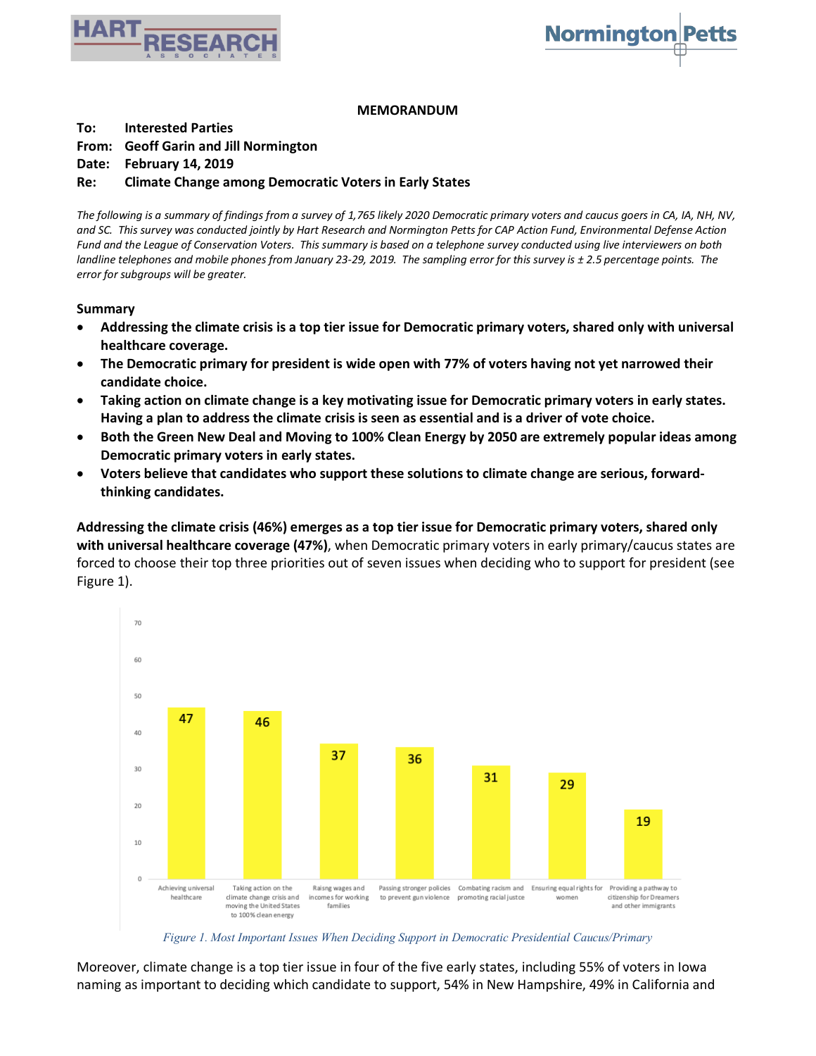**MEMORANDUM**

**To:** Interested Parties
**From:** Geoff Garin and Jill Normington
**Date:** February 14, 2019
**Re:** Climate Change among Democratic Voters in Early States

*The following is a summary of findings from a survey of 1,765 likely 2020 Democratic primary voters and caucus goers in CA, IA, NH, NV, and SC. This survey was conducted jointly by Hart Research and Normington Petts for CAP Action Fund, Environmental Defense Action Fund and the League of Conservation Voters. This summary is based on a telephone survey conducted using live interviewers on both landline telephones and mobile phones from January 23-29, 2019. The sampling error for this survey is ± 2.5 percentage points. The error for subgroups will be greater.*

**Summary**

- **Addressing the climate crisis is a top tier issue for Democratic primary voters, shared only with universal healthcare coverage.**
- **The Democratic primary for president is wide open with 77% of voters having not yet narrowed their candidate choice.**
- **Taking action on climate change is a key motivating issue for Democratic primary voters in early states. Having a plan to address the climate crisis is seen as essential and is a driver of vote choice.**
- **Both the Green New Deal and Moving to 100% Clean Energy by 2050 are extremely popular ideas among Democratic primary voters in early states.**
- **Voters believe that candidates who support these solutions to climate change are serious, forward-thinking candidates.**

**Addressing the climate crisis (46%) emerges as a top tier issue for Democratic primary voters, shared only with universal healthcare coverage (47%)**, when Democratic primary voters in early primary/caucus states are forced to choose their top three priorities out of seven issues when deciding who to support for president (see Figure 1).

| Issue | % |
|---|---|
| Achieving universal healthcare | 47 |
| Taking action on the climate change crisis and moving the United States to 100% clean energy | 46 |
| Raisng wages and incomes for working families | 37 |
| Passing stronger policies to prevent gun violence | 36 |
| Combating racism and promoting racial justce | 31 |
| Ensuring equal rights for women | 29 |
| Providing a pathway to citizenship for Dreamers and other immigrants | 19 |

*Figure 1. Most Important Issues When Deciding Support in Democratic Presidential Caucus/Primary*

Moreover, climate change is a top tier issue in four of the five early states, including 55% of voters in Iowa naming as important to deciding which candidate to support, 54% in New Hampshire, 49% in California and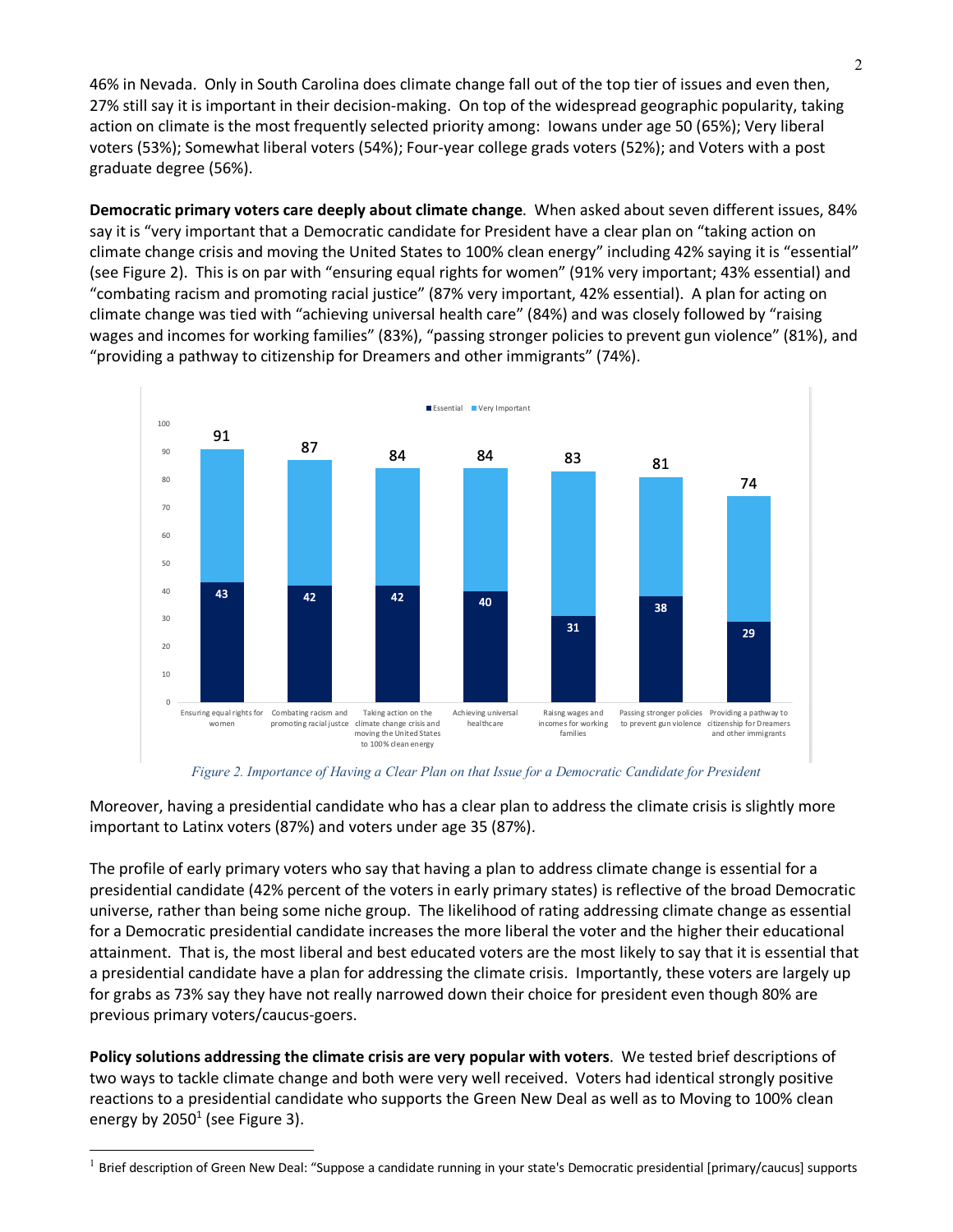46% in Nevada. Only in South Carolina does climate change fall out of the top tier of issues and even then, 27% still say it is important in their decision-making. On top of the widespread geographic popularity, taking action on climate is the most frequently selected priority among: Iowans under age 50 (65%); Very liberal voters (53%); Somewhat liberal voters (54%); Four-year college grads voters (52%); and Voters with a post graduate degree (56%).

**Democratic primary voters care deeply about climate change**. When asked about seven different issues, 84% say it is "very important that a Democratic candidate for President have a clear plan on "taking action on climate change crisis and moving the United States to 100% clean energy" including 42% saying it is "essential" (see Figure 2). This is on par with "ensuring equal rights for women" (91% very important; 43% essential) and "combating racism and promoting racial justice" (87% very important, 42% essential). A plan for acting on climate change was tied with "achieving universal health care" (84%) and was closely followed by "raising wages and incomes for working families" (83%), "passing stronger policies to prevent gun violence" (81%), and "providing a pathway to citizenship for Dreamers and other immigrants" (74%).

| Issue | Essential | Very Important (total) |
|---|---|---|
| Ensuring equal rights for women | 43 | 91 |
| Combating racism and promoting racial justce | 42 | 87 |
| Taking action on the climate change crisis and moving the United States to 100% clean energy | 42 | 84 |
| Achieving universal healthcare | 40 | 84 |
| Raisng wages and incomes for working families | 31 | 83 |
| Passing stronger policies to prevent gun violence | 38 | 81 |
| Providing a pathway to citizenship for Dreamers and other immigrants | 29 | 74 |

*Figure 2. Importance of Having a Clear Plan on that Issue for a Democratic Candidate for President*

Moreover, having a presidential candidate who has a clear plan to address the climate crisis is slightly more important to Latinx voters (87%) and voters under age 35 (87%).

The profile of early primary voters who say that having a plan to address climate change is essential for a presidential candidate (42% percent of the voters in early primary states) is reflective of the broad Democratic universe, rather than being some niche group. The likelihood of rating addressing climate change as essential for a Democratic presidential candidate increases the more liberal the voter and the higher their educational attainment. That is, the most liberal and best educated voters are the most likely to say that it is essential that a presidential candidate have a plan for addressing the climate crisis. Importantly, these voters are largely up for grabs as 73% say they have not really narrowed down their choice for president even though 80% are previous primary voters/caucus-goers.

**Policy solutions addressing the climate crisis are very popular with voters**. We tested brief descriptions of two ways to tackle climate change and both were very well received. Voters had identical strongly positive reactions to a presidential candidate who supports the Green New Deal as well as to Moving to 100% clean energy by 2050[1] (see Figure 3).

[1] Brief description of Green New Deal: "Suppose a candidate running in your state's Democratic presidential [primary/caucus] supports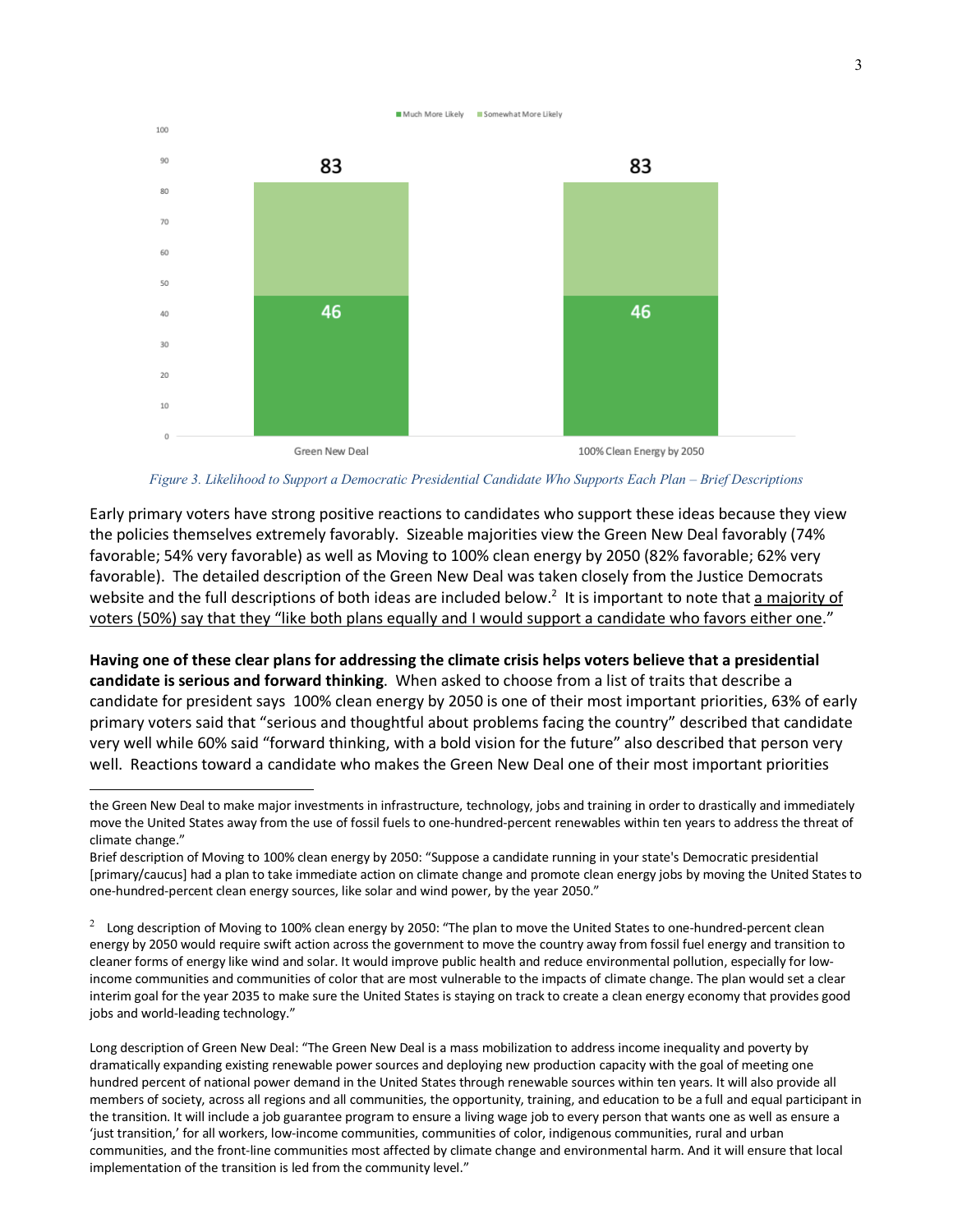Figure 3. Likelihood to Support a Democratic Presidential Candidate Who Supports Each Plan – Brief Descriptions

Early primary voters have strong positive reactions to candidates who support these ideas because they view the policies themselves extremely favorably. Sizeable majorities view the Green New Deal favorably (74% favorable; 54% very favorable) as well as Moving to 100% clean energy by 2050 (82% favorable; 62% very favorable). The detailed description of the Green New Deal was taken closely from the Justice Democrats website and the full descriptions of both ideas are included below.[2] It is important to note that a majority of voters (50%) say that they "like both plans equally and I would support a candidate who favors either one."

**Having one of these clear plans for addressing the climate crisis helps voters believe that a presidential candidate is serious and forward thinking**. When asked to choose from a list of traits that describe a candidate for president says 100% clean energy by 2050 is one of their most important priorities, 63% of early primary voters said that "serious and thoughtful about problems facing the country" described that candidate very well while 60% said "forward thinking, with a bold vision for the future" also described that person very well. Reactions toward a candidate who makes the Green New Deal one of their most important priorities

---

the Green New Deal to make major investments in infrastructure, technology, jobs and training in order to drastically and immediately move the United States away from the use of fossil fuels to one-hundred-percent renewables within ten years to address the threat of climate change."

Brief description of Moving to 100% clean energy by 2050: "Suppose a candidate running in your state's Democratic presidential [primary/caucus] had a plan to take immediate action on climate change and promote clean energy jobs by moving the United States to one-hundred-percent clean energy sources, like solar and wind power, by the year 2050."

[2] Long description of Moving to 100% clean energy by 2050: "The plan to move the United States to one-hundred-percent clean energy by 2050 would require swift action across the government to move the country away from fossil fuel energy and transition to cleaner forms of energy like wind and solar. It would improve public health and reduce environmental pollution, especially for low-income communities and communities of color that are most vulnerable to the impacts of climate change. The plan would set a clear interim goal for the year 2035 to make sure the United States is staying on track to create a clean energy economy that provides good jobs and world-leading technology."

Long description of Green New Deal: "The Green New Deal is a mass mobilization to address income inequality and poverty by dramatically expanding existing renewable power sources and deploying new production capacity with the goal of meeting one hundred percent of national power demand in the United States through renewable sources within ten years. It will also provide all members of society, across all regions and all communities, the opportunity, training, and education to be a full and equal participant in the transition. It will include a job guarantee program to ensure a living wage job to every person that wants one as well as ensure a 'just transition,' for all workers, low-income communities, communities of color, indigenous communities, rural and urban communities, and the front-line communities most affected by climate change and environmental harm. And it will ensure that local implementation of the transition is led from the community level."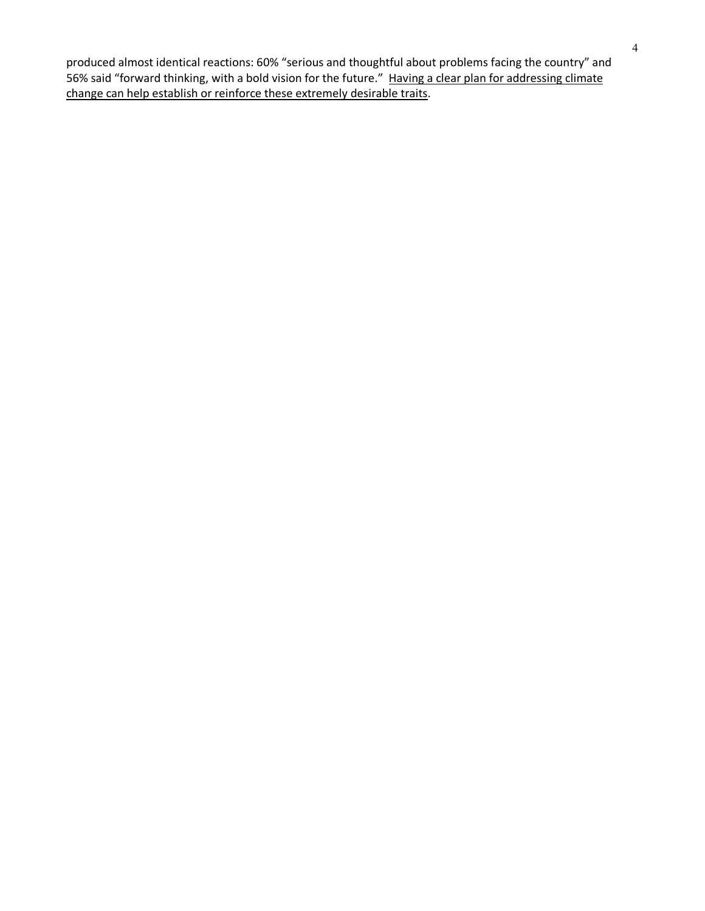produced almost identical reactions: 60% "serious and thoughtful about problems facing the country" and 56% said "forward thinking, with a bold vision for the future." <u>Having a clear plan for addressing climate change can help establish or reinforce these extremely desirable traits</u>.